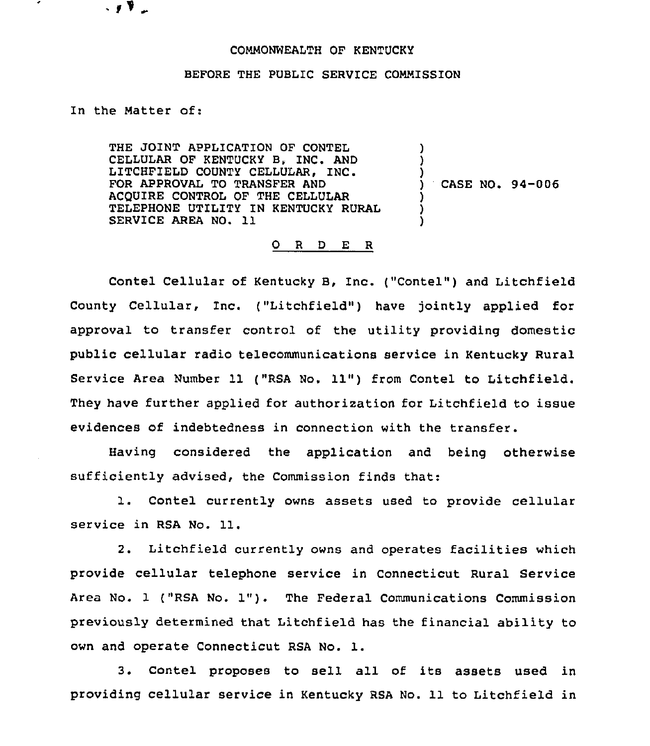COMMONWEALTH OF KENTUCKY

BEFORE THE PUBLIC SERVICE COMMISSION

In the Matter of:

THE JOINT APPLICATION OF CONTEL CELLULAR OF KENTUCKY B, INC. AND LITCHFIELD COUNTY CELLULAR, INC. FOR APPROVAL TO TRANSFER AND ACQUIRE CONTROL OF THE CELLULAR TELEPHONE UTILITY IN KENTUCKY RURAL SERVICE AREA NO. 11 ) CASE NO. 94-006

# O R D E R

Contel Cellular of Kentucky B, Inc. ("Contel") and Litchfield County Cellular, Inc. ("Litchfield") have jointly applied for approval to transfer control of the utility providing domestic public cellular radio telecommunications service in Kentucky Rural Service Area Number 11 ("RSA No. 11") from Contel to Litchfield. They have further applied for authorization for Litchfield to issue evidences of indebtedness in connection with the transfer.

Having considered the application and being otherwise sufficiently advised, the Commission finds that:

1. Contel currently owns assets used to provide cellular service in RSA No. 11.

2. Litchfield currently owns and operates facilities which provide cellular telephone service in Connecticut Rural Service Area No. 1 ("RSA No. 1"). The Federal Communications Commission previously determined that Litchfield has the financial ability to own and operate Connecticut RSA No. 1.

3. Contel proposes to sell all of its assets used in providing cellular service in Kentucky RSA No. 11 to Litchfield in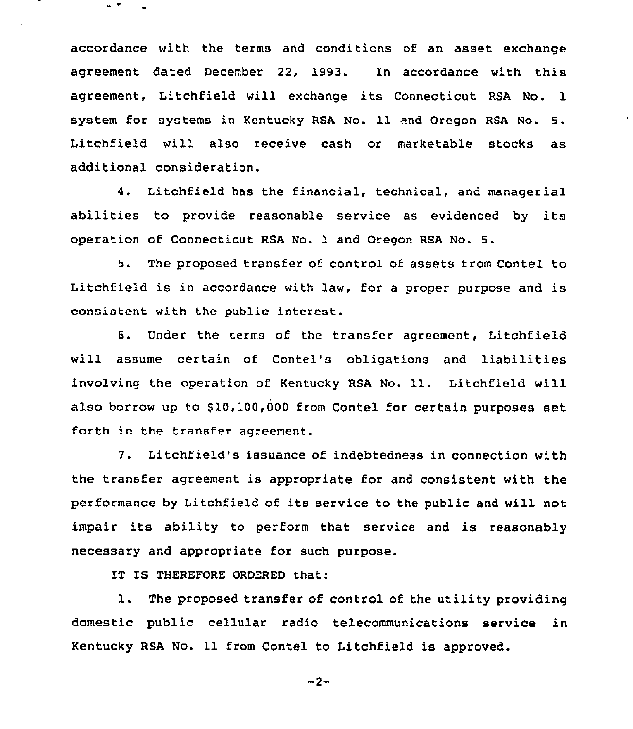accordance with the terms and conditions of an asset exchange agreement dated December 22, 1993. In accordance with this agreement, Litchfield will exchange its Connecticut RSA No. 1 system for systems in Kentucky RSA No. 11 and Oregon RSA No. 5. Litchfield will also receive cash or marketable stocks as additional consideration.

4. Litchfield has the financial, technical, and managerial abilities to provide reasonable service as evidenced by its operation of Connecticut RSA No. 1 and Oregon RSA No. 5.

5. The proposed transfer of control of assets from Contel to Litchfield is in accordance with law, for a proper purpose and is consistent with the public interest.

6. Under the terms of the transfer agreement, Litchfield will assume certain of Contel's obligations and liabilities involving the operation of Kentucky RSA No. 11. Litchfield will also borrow up to $10,100,000 from Contel for certain purposes set forth in the transfer agreement.

7. Litchfield's issuance of indebtedness in connection with the transfer agreement is appropriate for and consistent with the performance by Litchfield of its service to the public and will not impair its ability to perform that service and is reasonably necessary and appropriate for such purpose.

IT IS THEREFORE ORDERED that:

1. The proposed transfer of control of the utility providing domestic public cellular radio telecommunications service in Kentucky RSA No. 11 from Contel to Litchfield is approved.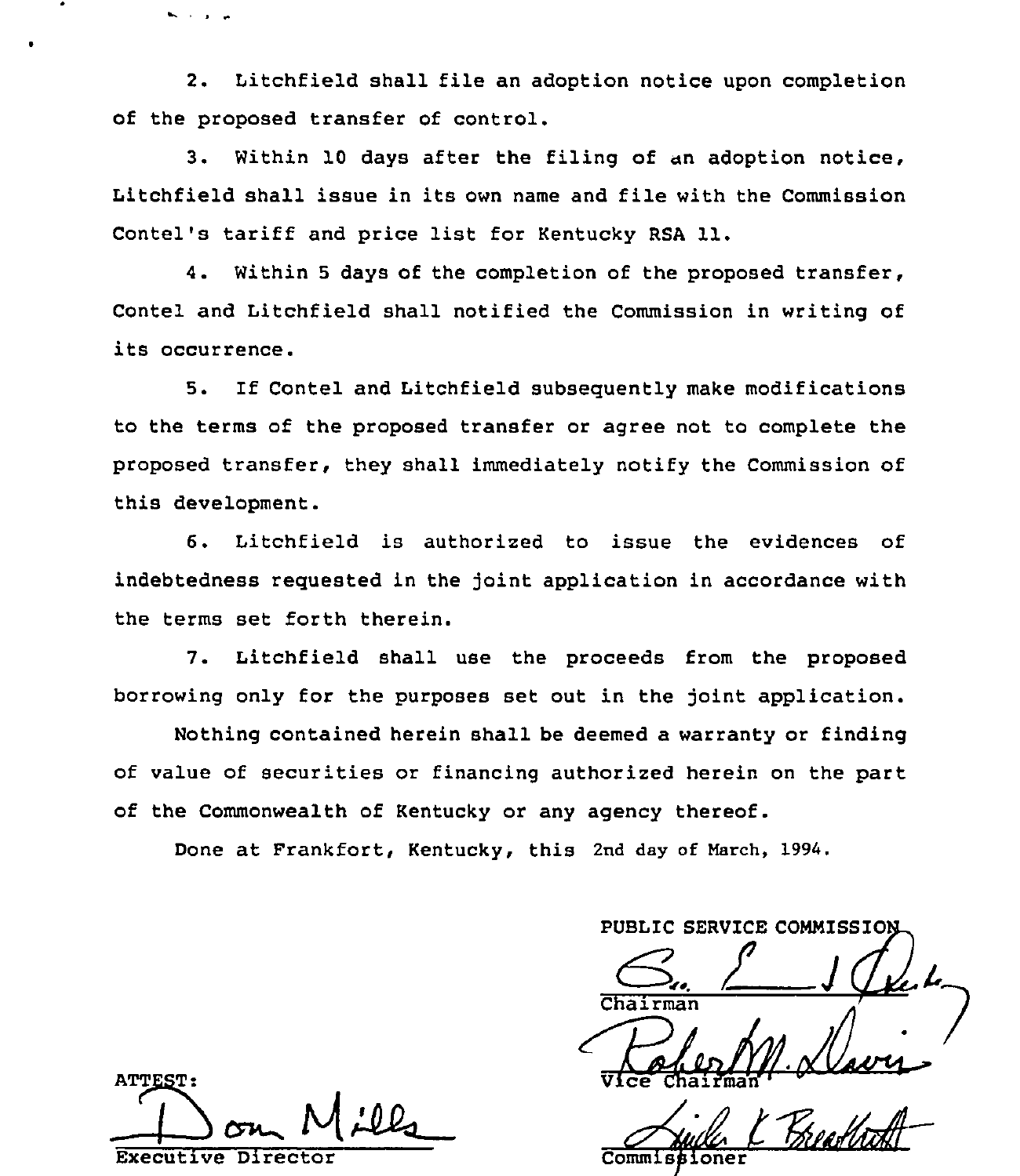2. Litchfield shall file an adoption notice upon completion of the proposed transfer of control.

3. Within 10 days after the filing of an adoption notice, Litchfield shall issue in its own name and file with the Commission Contel's tariff and price list for Kentucky RSA 11.

4. Within 5 days of the completion of the proposed transfer, Contel and Litchfield shall notified the Commission in writing of its occurrence.

5. If Contel and Litchfield subsequently make modifications to the terms of the proposed transfer or agree not to complete the proposed transfer, they shall immediately notify the Commission of this development.

6. Litchfield is authorized to issue the evidences of indebtedness requested in the joint application in accordance with the terms set forth therein.

7. Litchfield shall use the proceeds from the proposed borrowing only for the purposes set out in the joint application.

Nothing contained herein shall be deemed a warranty or finding of value of securities or financing authorized herein on the part of the Commonwealth of Kentucky or any agency thereof.

Done at Frankfort, Kentucky, this 2nd day of March, 1994.

PUBLIC SERVICE COMMISSION

Chairman

Vice Chairman

Commissioner

ATTEST:

Executive Director